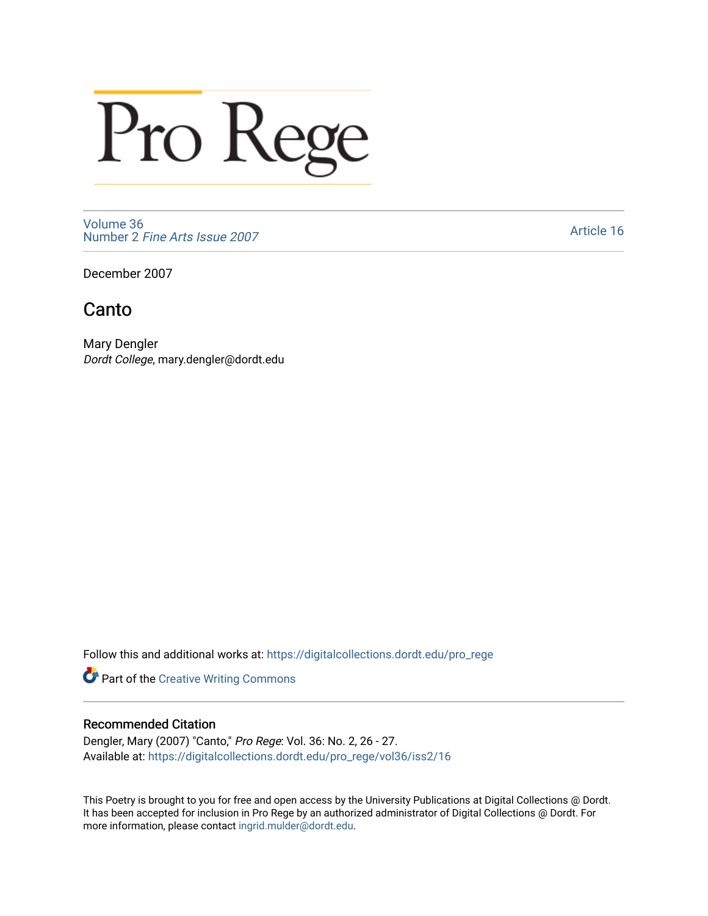# Pro Rege

Volume 36
Number 2 *Fine Arts Issue 2007*

Article 16

December 2007

## Canto

Mary Dengler
*Dordt College*, mary.dengler@dordt.edu

Follow this and additional works at: https://digitalcollections.dordt.edu/pro_rege

Part of the Creative Writing Commons

### Recommended Citation

Dengler, Mary (2007) "Canto," *Pro Rege*: Vol. 36: No. 2, 26 - 27.
Available at: https://digitalcollections.dordt.edu/pro_rege/vol36/iss2/16

This Poetry is brought to you for free and open access by the University Publications at Digital Collections @ Dordt. It has been accepted for inclusion in Pro Rege by an authorized administrator of Digital Collections @ Dordt. For more information, please contact ingrid.mulder@dordt.edu.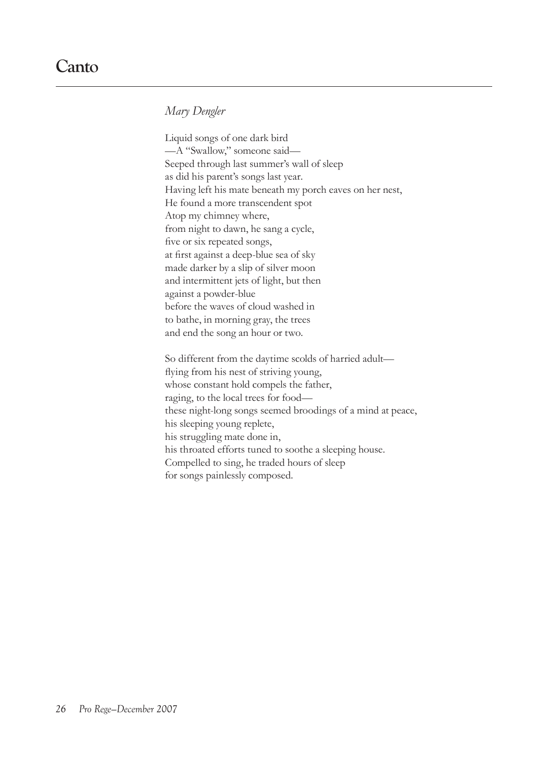# Canto

*Mary Dengler*

Liquid songs of one dark bird  
—A "Swallow," someone said—  
Seeped through last summer's wall of sleep  
as did his parent's songs last year.  
Having left his mate beneath my porch eaves on her nest,  
He found a more transcendent spot  
Atop my chimney where,  
from night to dawn, he sang a cycle,  
five or six repeated songs,  
at first against a deep-blue sea of sky  
made darker by a slip of silver moon  
and intermittent jets of light, but then  
against a powder-blue  
before the waves of cloud washed in  
to bathe, in morning gray, the trees  
and end the song an hour or two.

So different from the daytime scolds of harried adult—  
flying from his nest of striving young,  
whose constant hold compels the father,  
raging, to the local trees for food—  
these night-long songs seemed broodings of a mind at peace,  
his sleeping young replete,  
his struggling mate done in,  
his throated efforts tuned to soothe a sleeping house.  
Compelled to sing, he traded hours of sleep  
for songs painlessly composed.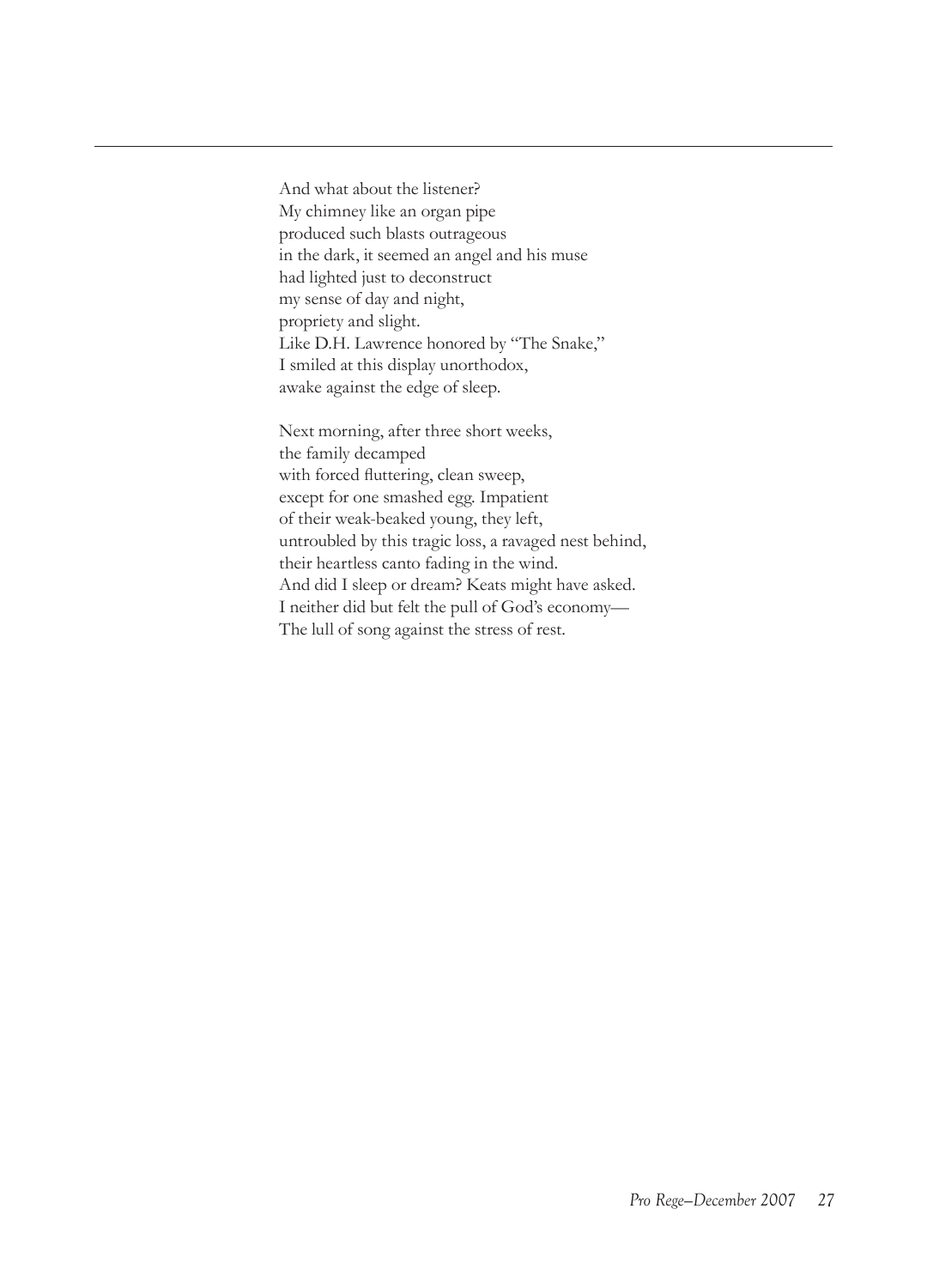And what about the listener?  
My chimney like an organ pipe  
produced such blasts outrageous  
in the dark, it seemed an angel and his muse  
had lighted just to deconstruct  
my sense of day and night,  
propriety and slight.  
Like D.H. Lawrence honored by "The Snake,"  
I smiled at this display unorthodox,  
awake against the edge of sleep.

Next morning, after three short weeks,  
the family decamped  
with forced fluttering, clean sweep,  
except for one smashed egg. Impatient  
of their weak-beaked young, they left,  
untroubled by this tragic loss, a ravaged nest behind,  
their heartless canto fading in the wind.  
And did I sleep or dream? Keats might have asked.  
I neither did but felt the pull of God's economy—  
The lull of song against the stress of rest.